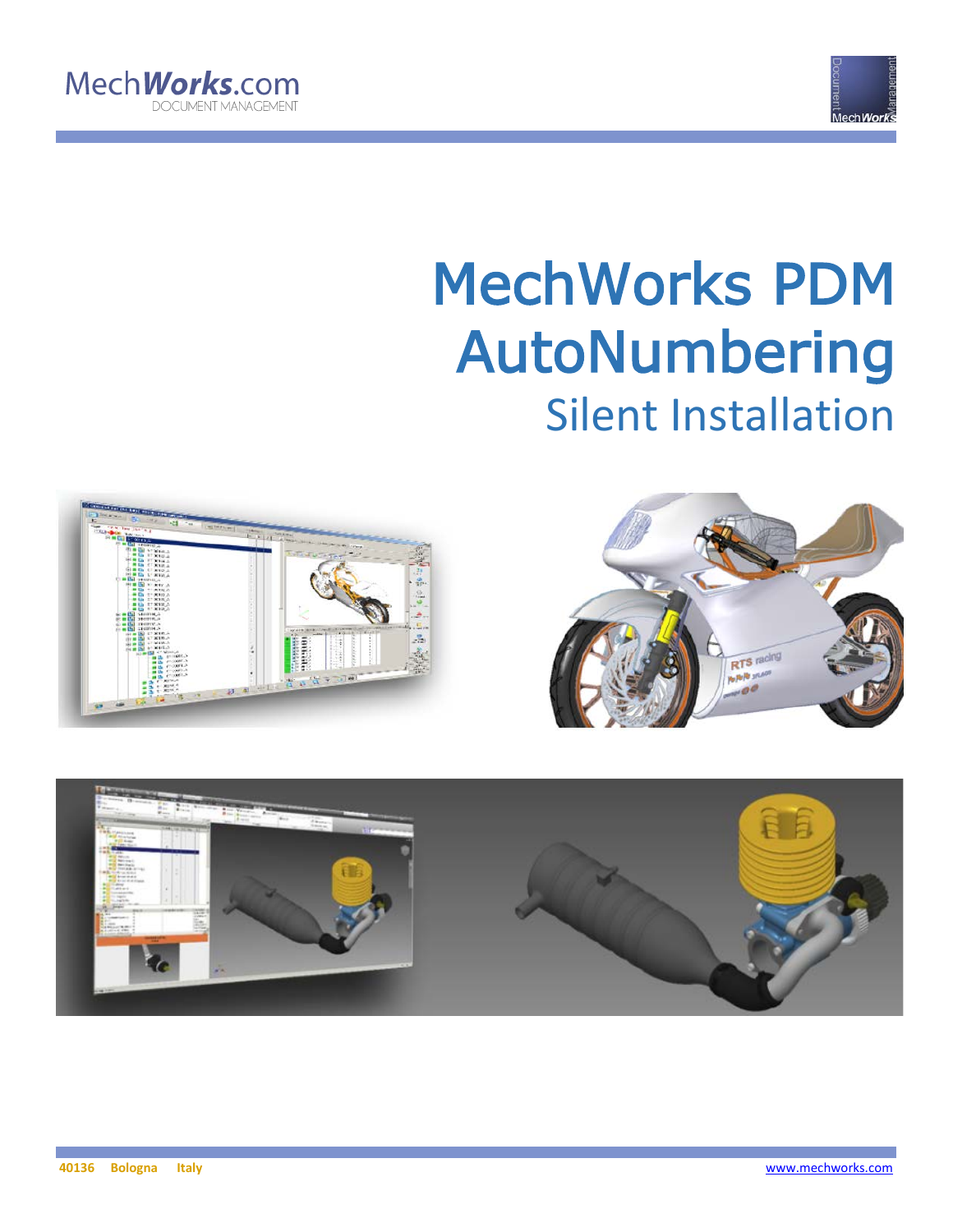MechWorks.com
DOCUMENT MANAGEMENT

# MechWorks PDM AutoNumbering

## Silent Installation

40136 Bologna Italy

www.mechworks.com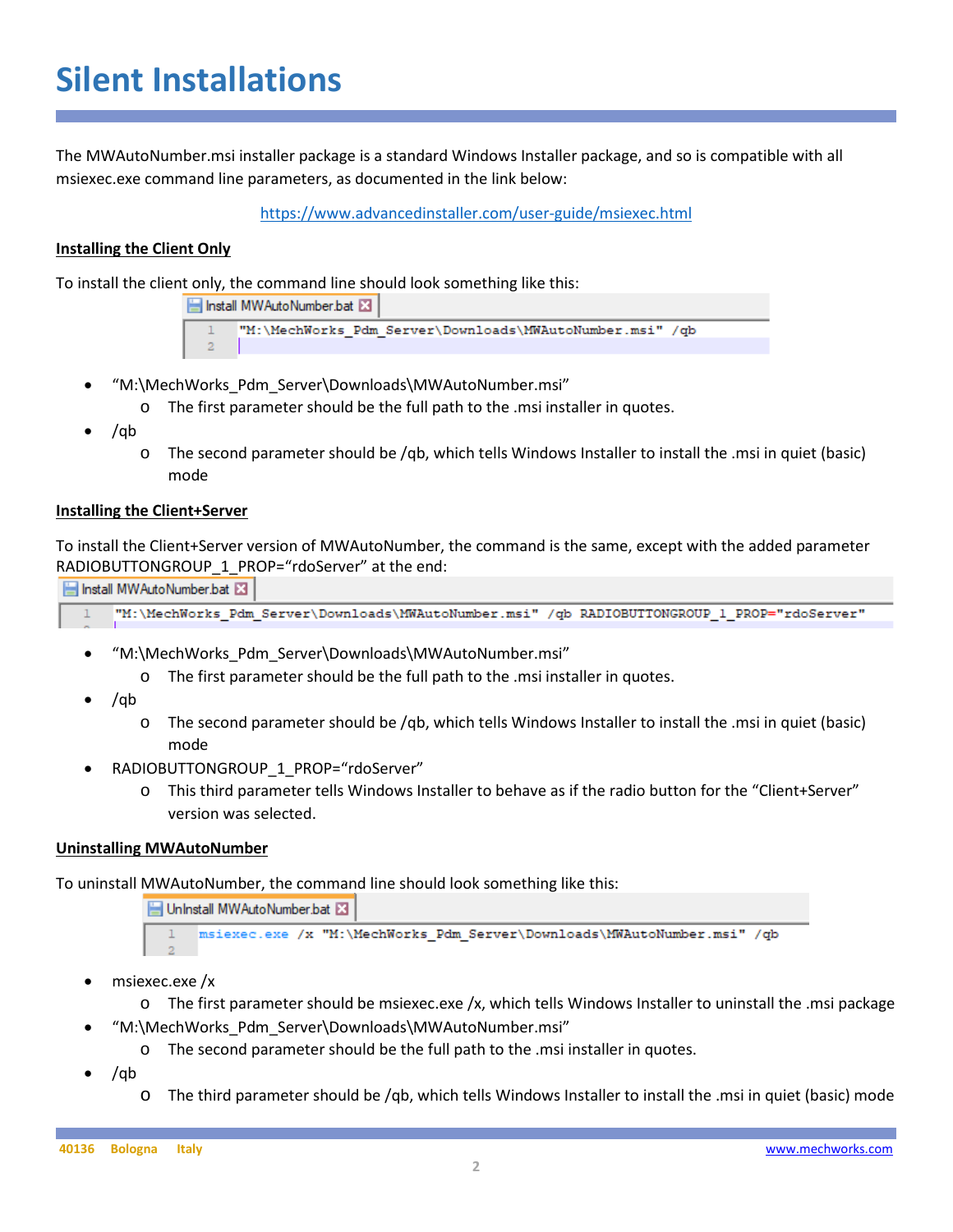# Silent Installations

The MWAutoNumber.msi installer package is a standard Windows Installer package, and so is compatible with all msiexec.exe command line parameters, as documented in the link below:

https://www.advancedinstaller.com/user-guide/msiexec.html

**Installing the Client Only**

To install the client only, the command line should look something like this:

Install MWAutoNumber.bat

```
"M:\MechWorks_Pdm_Server\Downloads\MWAutoNumber.msi" /qb
```

- "M:\MechWorks_Pdm_Server\Downloads\MWAutoNumber.msi"
  - The first parameter should be the full path to the .msi installer in quotes.
- /qb
  - The second parameter should be /qb, which tells Windows Installer to install the .msi in quiet (basic) mode

**Installing the Client+Server**

To install the Client+Server version of MWAutoNumber, the command is the same, except with the added parameter RADIOBUTTONGROUP_1_PROP="rdoServer" at the end:

Install MWAutoNumber.bat

```
"M:\MechWorks_Pdm_Server\Downloads\MWAutoNumber.msi" /qb RADIOBUTTONGROUP_1_PROP="rdoServer"
```

- "M:\MechWorks_Pdm_Server\Downloads\MWAutoNumber.msi"
  - The first parameter should be the full path to the .msi installer in quotes.
- /qb
  - The second parameter should be /qb, which tells Windows Installer to install the .msi in quiet (basic) mode
- RADIOBUTTONGROUP_1_PROP="rdoServer"
  - This third parameter tells Windows Installer to behave as if the radio button for the "Client+Server" version was selected.

**Uninstalling MWAutoNumber**

To uninstall MWAutoNumber, the command line should look something like this:

UnInstall MWAutoNumber.bat

```
msiexec.exe /x "M:\MechWorks_Pdm_Server\Downloads\MWAutoNumber.msi" /qb
```

- msiexec.exe /x
  - The first parameter should be msiexec.exe /x, which tells Windows Installer to uninstall the .msi package
- "M:\MechWorks_Pdm_Server\Downloads\MWAutoNumber.msi"
  - The second parameter should be the full path to the .msi installer in quotes.
- /qb
  - The third parameter should be /qb, which tells Windows Installer to install the .msi in quiet (basic) mode